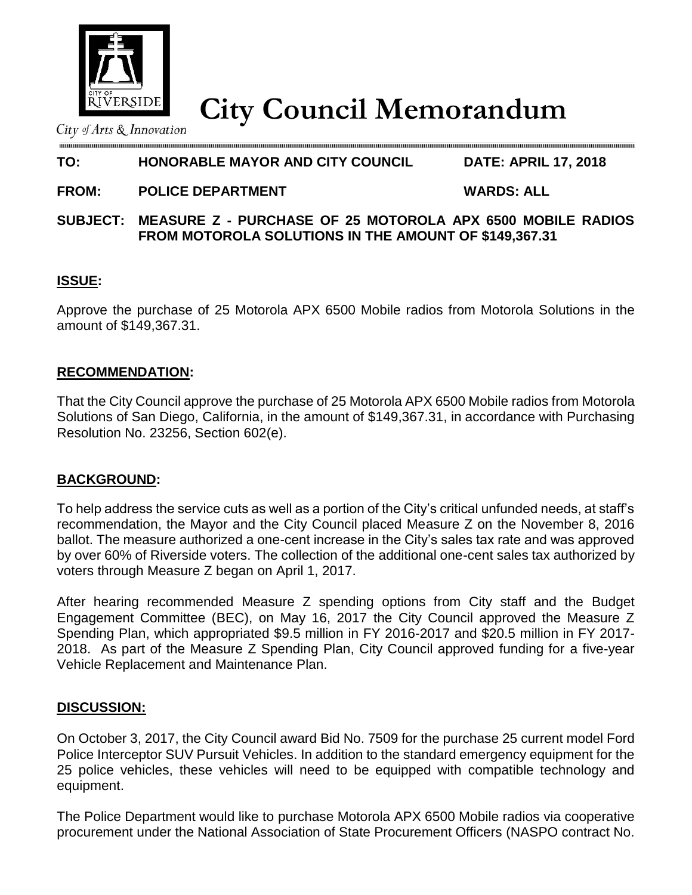City of Arts & Innovation

# City Council Memorandum

**TO:** **HONORABLE MAYOR AND CITY COUNCIL** **DATE: APRIL 17, 2018**

**FROM:** **POLICE DEPARTMENT** **WARDS: ALL**

**SUBJECT:** **MEASURE Z - PURCHASE OF 25 MOTOROLA APX 6500 MOBILE RADIOS FROM MOTOROLA SOLUTIONS IN THE AMOUNT OF $149,367.31**

## ISSUE:

Approve the purchase of 25 Motorola APX 6500 Mobile radios from Motorola Solutions in the amount of $149,367.31.

## RECOMMENDATION:

That the City Council approve the purchase of 25 Motorola APX 6500 Mobile radios from Motorola Solutions of San Diego, California, in the amount of $149,367.31, in accordance with Purchasing Resolution No. 23256, Section 602(e).

## BACKGROUND:

To help address the service cuts as well as a portion of the City's critical unfunded needs, at staff's recommendation, the Mayor and the City Council placed Measure Z on the November 8, 2016 ballot. The measure authorized a one-cent increase in the City's sales tax rate and was approved by over 60% of Riverside voters. The collection of the additional one-cent sales tax authorized by voters through Measure Z began on April 1, 2017.

After hearing recommended Measure Z spending options from City staff and the Budget Engagement Committee (BEC), on May 16, 2017 the City Council approved the Measure Z Spending Plan, which appropriated $9.5 million in FY 2016-2017 and $20.5 million in FY 2017-2018. As part of the Measure Z Spending Plan, City Council approved funding for a five-year Vehicle Replacement and Maintenance Plan.

## DISCUSSION:

On October 3, 2017, the City Council award Bid No. 7509 for the purchase 25 current model Ford Police Interceptor SUV Pursuit Vehicles. In addition to the standard emergency equipment for the 25 police vehicles, these vehicles will need to be equipped with compatible technology and equipment.

The Police Department would like to purchase Motorola APX 6500 Mobile radios via cooperative procurement under the National Association of State Procurement Officers (NASPO contract No.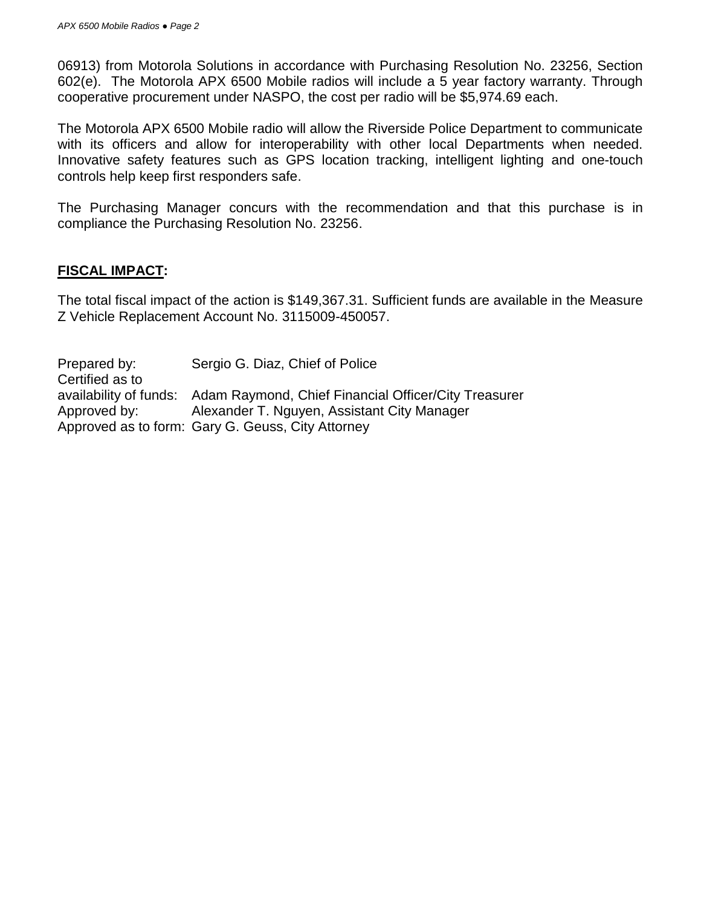06913) from Motorola Solutions in accordance with Purchasing Resolution No. 23256, Section 602(e). The Motorola APX 6500 Mobile radios will include a 5 year factory warranty. Through cooperative procurement under NASPO, the cost per radio will be $5,974.69 each.

The Motorola APX 6500 Mobile radio will allow the Riverside Police Department to communicate with its officers and allow for interoperability with other local Departments when needed. Innovative safety features such as GPS location tracking, intelligent lighting and one-touch controls help keep first responders safe.

The Purchasing Manager concurs with the recommendation and that this purchase is in compliance the Purchasing Resolution No. 23256.

## FISCAL IMPACT:

The total fiscal impact of the action is $149,367.31. Sufficient funds are available in the Measure Z Vehicle Replacement Account No. 3115009-450057.

Prepared by: Sergio G. Diaz, Chief of Police
Certified as to availability of funds: Adam Raymond, Chief Financial Officer/City Treasurer
Approved by: Alexander T. Nguyen, Assistant City Manager
Approved as to form: Gary G. Geuss, City Attorney